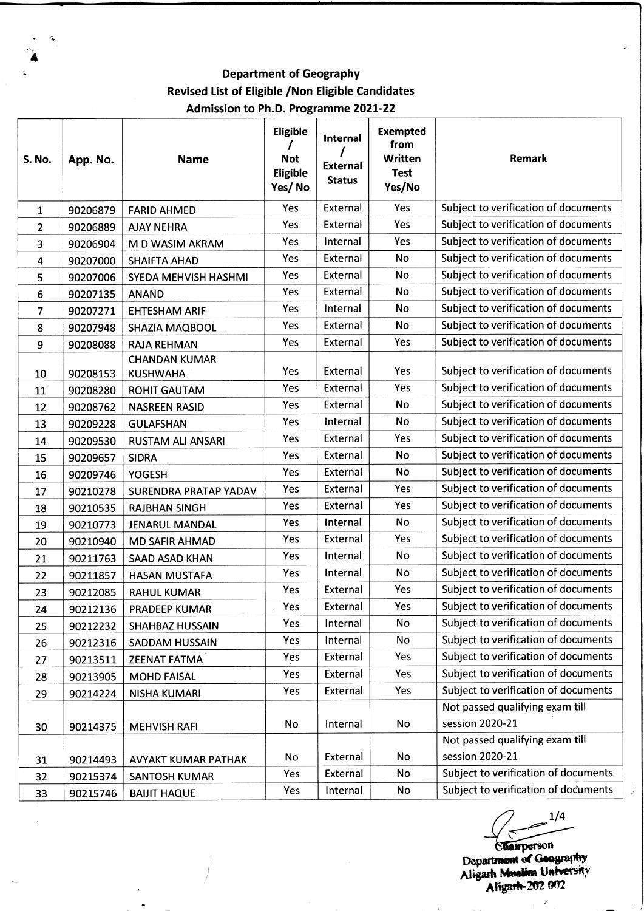**Department of Geography**

**Revised List of Eligible /Non Eligible Candidates**

**Admission to Ph.D. Programme 2021-22**

| S. No. | App. No. | Name | Eligible / Not Eligible Yes/ No | Internal / External Status | Exempted from Written Test Yes/No | Remark |
|---|---|---|---|---|---|---|
| 1 | 90206879 | FARID AHMED | Yes | External | Yes | Subject to verification of documents |
| 2 | 90206889 | AJAY NEHRA | Yes | External | Yes | Subject to verification of documents |
| 3 | 90206904 | M D WASIM AKRAM | Yes | Internal | Yes | Subject to verification of documents |
| 4 | 90207000 | SHAIFTA AHAD | Yes | External | No | Subject to verification of documents |
| 5 | 90207006 | SYEDA MEHVISH HASHMI | Yes | External | No | Subject to verification of documents |
| 6 | 90207135 | ANAND | Yes | External | No | Subject to verification of documents |
| 7 | 90207271 | EHTESHAM ARIF | Yes | Internal | No | Subject to verification of documents |
| 8 | 90207948 | SHAZIA MAQBOOL | Yes | External | No | Subject to verification of documents |
| 9 | 90208088 | RAJA REHMAN | Yes | External | Yes | Subject to verification of documents |
| 10 | 90208153 | CHANDAN KUMAR KUSHWAHA | Yes | External | Yes | Subject to verification of documents |
| 11 | 90208280 | ROHIT GAUTAM | Yes | External | Yes | Subject to verification of documents |
| 12 | 90208762 | NASREEN RASID | Yes | External | No | Subject to verification of documents |
| 13 | 90209228 | GULAFSHAN | Yes | Internal | No | Subject to verification of documents |
| 14 | 90209530 | RUSTAM ALI ANSARI | Yes | External | Yes | Subject to verification of documents |
| 15 | 90209657 | SIDRA | Yes | External | No | Subject to verification of documents |
| 16 | 90209746 | YOGESH | Yes | External | No | Subject to verification of documents |
| 17 | 90210278 | SURENDRA PRATAP YADAV | Yes | External | Yes | Subject to verification of documents |
| 18 | 90210535 | RAJBHAN SINGH | Yes | External | Yes | Subject to verification of documents |
| 19 | 90210773 | JENARUL MANDAL | Yes | Internal | No | Subject to verification of documents |
| 20 | 90210940 | MD SAFIR AHMAD | Yes | External | Yes | Subject to verification of documents |
| 21 | 90211763 | SAAD ASAD KHAN | Yes | Internal | No | Subject to verification of documents |
| 22 | 90211857 | HASAN MUSTAFA | Yes | Internal | No | Subject to verification of documents |
| 23 | 90212085 | RAHUL KUMAR | Yes | External | Yes | Subject to verification of documents |
| 24 | 90212136 | PRADEEP KUMAR | Yes | External | Yes | Subject to verification of documents |
| 25 | 90212232 | SHAHBAZ HUSSAIN | Yes | Internal | No | Subject to verification of documents |
| 26 | 90212316 | SADDAM HUSSAIN | Yes | Internal | No | Subject to verification of documents |
| 27 | 90213511 | ZEENAT FATMA | Yes | External | Yes | Subject to verification of documents |
| 28 | 90213905 | MOHD FAISAL | Yes | External | Yes | Subject to verification of documents |
| 29 | 90214224 | NISHA KUMARI | Yes | External | Yes | Subject to verification of documents |
| 30 | 90214375 | MEHVISH RAFI | No | Internal | No | Not passed qualifying exam till session 2020-21 |
| 31 | 90214493 | AVYAKT KUMAR PATHAK | No | External | No | Not passed qualifying exam till session 2020-21 |
| 32 | 90215374 | SANTOSH KUMAR | Yes | External | No | Subject to verification of documents |
| 33 | 90215746 | BAIJIT HAQUE | Yes | Internal | No | Subject to verification of documents |

Chairperson
Department of Geography
Aligarh Muslim University
Aligarh-202 002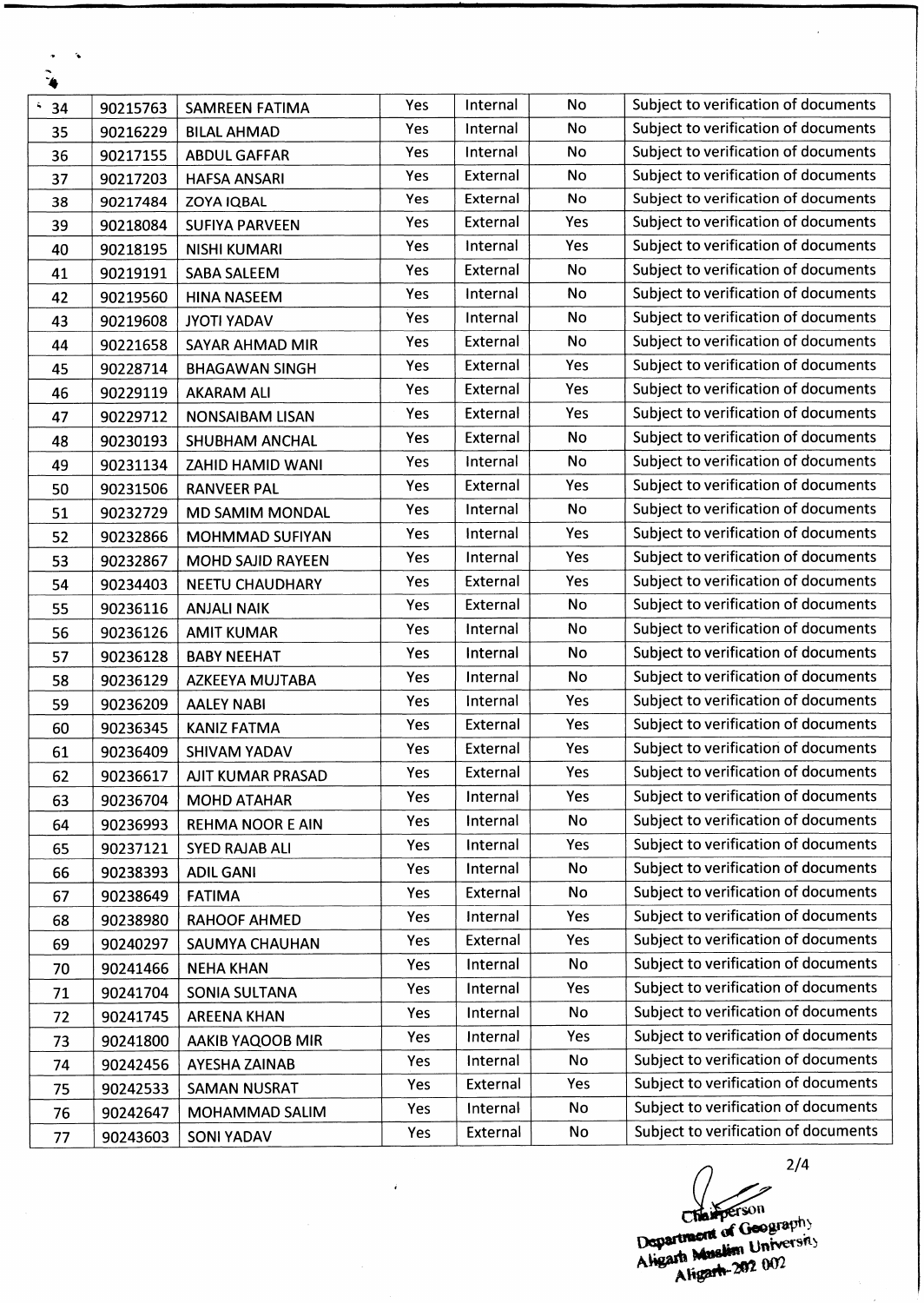| | | | | | | |
|---|---|---|---|---|---|---|
| 34 | 90215763 | SAMREEN FATIMA | Yes | Internal | No | Subject to verification of documents |
| 35 | 90216229 | BILAL AHMAD | Yes | Internal | No | Subject to verification of documents |
| 36 | 90217155 | ABDUL GAFFAR | Yes | Internal | No | Subject to verification of documents |
| 37 | 90217203 | HAFSA ANSARI | Yes | External | No | Subject to verification of documents |
| 38 | 90217484 | ZOYA IQBAL | Yes | External | No | Subject to verification of documents |
| 39 | 90218084 | SUFIYA PARVEEN | Yes | External | Yes | Subject to verification of documents |
| 40 | 90218195 | NISHI KUMARI | Yes | Internal | Yes | Subject to verification of documents |
| 41 | 90219191 | SABA SALEEM | Yes | External | No | Subject to verification of documents |
| 42 | 90219560 | HINA NASEEM | Yes | Internal | No | Subject to verification of documents |
| 43 | 90219608 | JYOTI YADAV | Yes | Internal | No | Subject to verification of documents |
| 44 | 90221658 | SAYAR AHMAD MIR | Yes | External | No | Subject to verification of documents |
| 45 | 90228714 | BHAGAWAN SINGH | Yes | External | Yes | Subject to verification of documents |
| 46 | 90229119 | AKARAM ALI | Yes | External | Yes | Subject to verification of documents |
| 47 | 90229712 | NONSAIBAM LISAN | Yes | External | Yes | Subject to verification of documents |
| 48 | 90230193 | SHUBHAM ANCHAL | Yes | External | No | Subject to verification of documents |
| 49 | 90231134 | ZAHID HAMID WANI | Yes | Internal | No | Subject to verification of documents |
| 50 | 90231506 | RANVEER PAL | Yes | External | Yes | Subject to verification of documents |
| 51 | 90232729 | MD SAMIM MONDAL | Yes | Internal | No | Subject to verification of documents |
| 52 | 90232866 | MOHMMAD SUFIYAN | Yes | Internal | Yes | Subject to verification of documents |
| 53 | 90232867 | MOHD SAJID RAYEEN | Yes | Internal | Yes | Subject to verification of documents |
| 54 | 90234403 | NEETU CHAUDHARY | Yes | External | Yes | Subject to verification of documents |
| 55 | 90236116 | ANJALI NAIK | Yes | External | No | Subject to verification of documents |
| 56 | 90236126 | AMIT KUMAR | Yes | Internal | No | Subject to verification of documents |
| 57 | 90236128 | BABY NEEHAT | Yes | Internal | No | Subject to verification of documents |
| 58 | 90236129 | AZKEEYA MUJTABA | Yes | Internal | No | Subject to verification of documents |
| 59 | 90236209 | AALEY NABI | Yes | Internal | Yes | Subject to verification of documents |
| 60 | 90236345 | KANIZ FATMA | Yes | External | Yes | Subject to verification of documents |
| 61 | 90236409 | SHIVAM YADAV | Yes | External | Yes | Subject to verification of documents |
| 62 | 90236617 | AJIT KUMAR PRASAD | Yes | External | Yes | Subject to verification of documents |
| 63 | 90236704 | MOHD ATAHAR | Yes | Internal | Yes | Subject to verification of documents |
| 64 | 90236993 | REHMA NOOR E AIN | Yes | Internal | No | Subject to verification of documents |
| 65 | 90237121 | SYED RAJAB ALI | Yes | Internal | Yes | Subject to verification of documents |
| 66 | 90238393 | ADIL GANI | Yes | Internal | No | Subject to verification of documents |
| 67 | 90238649 | FATIMA | Yes | External | No | Subject to verification of documents |
| 68 | 90238980 | RAHOOF AHMED | Yes | Internal | Yes | Subject to verification of documents |
| 69 | 90240297 | SAUMYA CHAUHAN | Yes | External | Yes | Subject to verification of documents |
| 70 | 90241466 | NEHA KHAN | Yes | Internal | No | Subject to verification of documents |
| 71 | 90241704 | SONIA SULTANA | Yes | Internal | Yes | Subject to verification of documents |
| 72 | 90241745 | AREENA KHAN | Yes | Internal | No | Subject to verification of documents |
| 73 | 90241800 | AAKIB YAQOOB MIR | Yes | Internal | Yes | Subject to verification of documents |
| 74 | 90242456 | AYESHA ZAINAB | Yes | Internal | No | Subject to verification of documents |
| 75 | 90242533 | SAMAN NUSRAT | Yes | External | Yes | Subject to verification of documents |
| 76 | 90242647 | MOHAMMAD SALIM | Yes | Internal | No | Subject to verification of documents |
| 77 | 90243603 | SONI YADAV | Yes | External | No | Subject to verification of documents |

Chairperson
Department of Geography
Aligarh Muslim University
Aligarh-202 002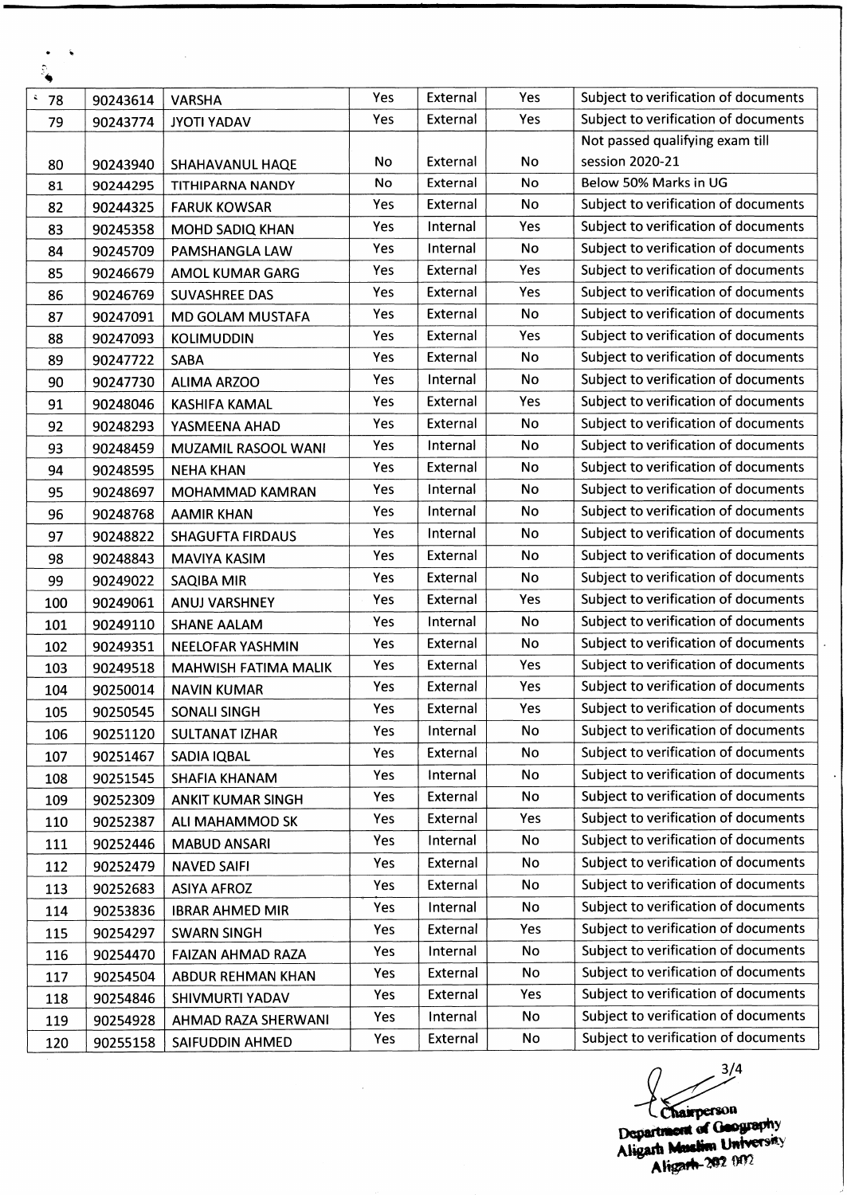| 78 | 90243614 | VARSHA | Yes | External | Yes | Subject to verification of documents |
|---|---|---|---|---|---|---|
| 79 | 90243774 | JYOTI YADAV | Yes | External | Yes | Subject to verification of documents |
| 80 | 90243940 | SHAHAVANUL HAQE | No | External | No | Not passed qualifying exam till session 2020-21 |
| 81 | 90244295 | TITHIPARNA NANDY | No | External | No | Below 50% Marks in UG |
| 82 | 90244325 | FARUK KOWSAR | Yes | External | No | Subject to verification of documents |
| 83 | 90245358 | MOHD SADIQ KHAN | Yes | Internal | Yes | Subject to verification of documents |
| 84 | 90245709 | PAMSHANGLA LAW | Yes | Internal | No | Subject to verification of documents |
| 85 | 90246679 | AMOL KUMAR GARG | Yes | External | Yes | Subject to verification of documents |
| 86 | 90246769 | SUVASHREE DAS | Yes | External | Yes | Subject to verification of documents |
| 87 | 90247091 | MD GOLAM MUSTAFA | Yes | External | No | Subject to verification of documents |
| 88 | 90247093 | KOLIMUDDIN | Yes | External | Yes | Subject to verification of documents |
| 89 | 90247722 | SABA | Yes | External | No | Subject to verification of documents |
| 90 | 90247730 | ALIMA ARZOO | Yes | Internal | No | Subject to verification of documents |
| 91 | 90248046 | KASHIFA KAMAL | Yes | External | Yes | Subject to verification of documents |
| 92 | 90248293 | YASMEENA AHAD | Yes | External | No | Subject to verification of documents |
| 93 | 90248459 | MUZAMIL RASOOL WANI | Yes | Internal | No | Subject to verification of documents |
| 94 | 90248595 | NEHA KHAN | Yes | External | No | Subject to verification of documents |
| 95 | 90248697 | MOHAMMAD KAMRAN | Yes | Internal | No | Subject to verification of documents |
| 96 | 90248768 | AAMIR KHAN | Yes | Internal | No | Subject to verification of documents |
| 97 | 90248822 | SHAGUFTA FIRDAUS | Yes | Internal | No | Subject to verification of documents |
| 98 | 90248843 | MAVIYA KASIM | Yes | External | No | Subject to verification of documents |
| 99 | 90249022 | SAQIBA MIR | Yes | External | No | Subject to verification of documents |
| 100 | 90249061 | ANUJ VARSHNEY | Yes | External | Yes | Subject to verification of documents |
| 101 | 90249110 | SHANE AALAM | Yes | Internal | No | Subject to verification of documents |
| 102 | 90249351 | NEELOFAR YASHMIN | Yes | External | No | Subject to verification of documents |
| 103 | 90249518 | MAHWISH FATIMA MALIK | Yes | External | Yes | Subject to verification of documents |
| 104 | 90250014 | NAVIN KUMAR | Yes | External | Yes | Subject to verification of documents |
| 105 | 90250545 | SONALI SINGH | Yes | External | Yes | Subject to verification of documents |
| 106 | 90251120 | SULTANAT IZHAR | Yes | Internal | No | Subject to verification of documents |
| 107 | 90251467 | SADIA IQBAL | Yes | External | No | Subject to verification of documents |
| 108 | 90251545 | SHAFIA KHANAM | Yes | Internal | No | Subject to verification of documents |
| 109 | 90252309 | ANKIT KUMAR SINGH | Yes | External | No | Subject to verification of documents |
| 110 | 90252387 | ALI MAHAMMOD SK | Yes | External | Yes | Subject to verification of documents |
| 111 | 90252446 | MABUD ANSARI | Yes | Internal | No | Subject to verification of documents |
| 112 | 90252479 | NAVED SAIFI | Yes | External | No | Subject to verification of documents |
| 113 | 90252683 | ASIYA AFROZ | Yes | External | No | Subject to verification of documents |
| 114 | 90253836 | IBRAR AHMED MIR | Yes | Internal | No | Subject to verification of documents |
| 115 | 90254297 | SWARN SINGH | Yes | External | Yes | Subject to verification of documents |
| 116 | 90254470 | FAIZAN AHMAD RAZA | Yes | Internal | No | Subject to verification of documents |
| 117 | 90254504 | ABDUR REHMAN KHAN | Yes | External | No | Subject to verification of documents |
| 118 | 90254846 | SHIVMURTI YADAV | Yes | External | Yes | Subject to verification of documents |
| 119 | 90254928 | AHMAD RAZA SHERWANI | Yes | Internal | No | Subject to verification of documents |
| 120 | 90255158 | SAIFUDDIN AHMED | Yes | External | No | Subject to verification of documents |

Chairperson
Department of Geography
Aligarh Muslim University
Aligarh-202 002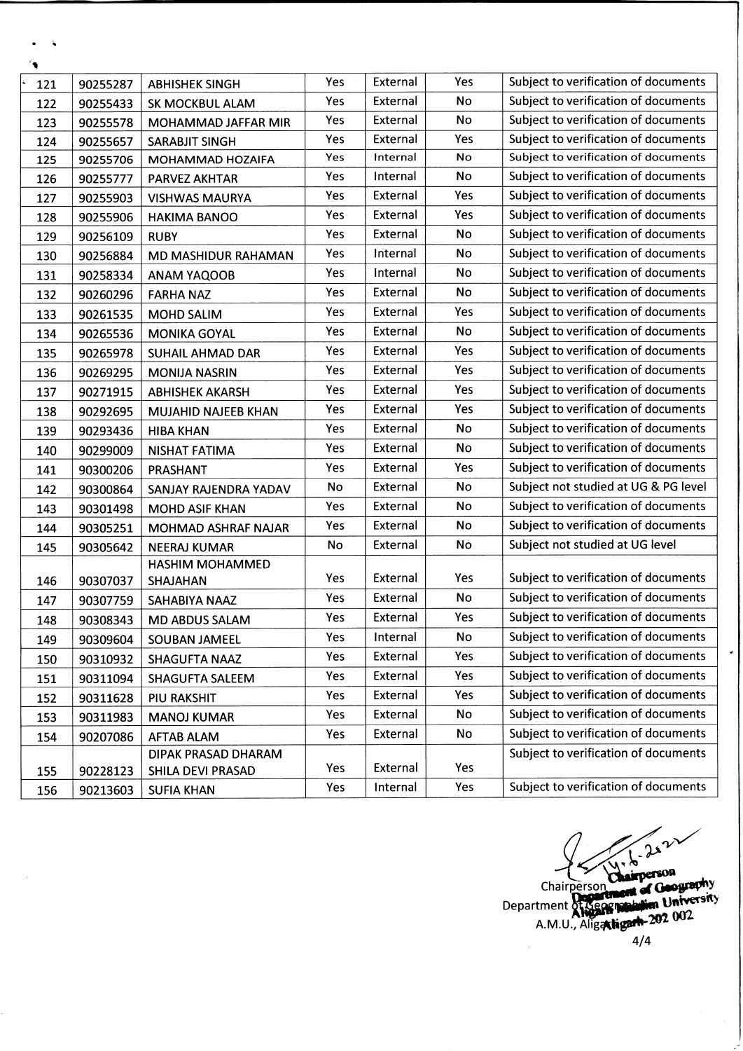| | | | | | | |
|---|---|---|---|---|---|---|
| 121 | 90255287 | ABHISHEK SINGH | Yes | External | Yes | Subject to verification of documents |
| 122 | 90255433 | SK MOCKBUL ALAM | Yes | External | No | Subject to verification of documents |
| 123 | 90255578 | MOHAMMAD JAFFAR MIR | Yes | External | No | Subject to verification of documents |
| 124 | 90255657 | SARABJIT SINGH | Yes | External | Yes | Subject to verification of documents |
| 125 | 90255706 | MOHAMMAD HOZAIFA | Yes | Internal | No | Subject to verification of documents |
| 126 | 90255777 | PARVEZ AKHTAR | Yes | Internal | No | Subject to verification of documents |
| 127 | 90255903 | VISHWAS MAURYA | Yes | External | Yes | Subject to verification of documents |
| 128 | 90255906 | HAKIMA BANOO | Yes | External | Yes | Subject to verification of documents |
| 129 | 90256109 | RUBY | Yes | External | No | Subject to verification of documents |
| 130 | 90256884 | MD MASHIDUR RAHAMAN | Yes | Internal | No | Subject to verification of documents |
| 131 | 90258334 | ANAM YAQOOB | Yes | Internal | No | Subject to verification of documents |
| 132 | 90260296 | FARHA NAZ | Yes | External | No | Subject to verification of documents |
| 133 | 90261535 | MOHD SALIM | Yes | External | Yes | Subject to verification of documents |
| 134 | 90265536 | MONIKA GOYAL | Yes | External | No | Subject to verification of documents |
| 135 | 90265978 | SUHAIL AHMAD DAR | Yes | External | Yes | Subject to verification of documents |
| 136 | 90269295 | MONIJA NASRIN | Yes | External | Yes | Subject to verification of documents |
| 137 | 90271915 | ABHISHEK AKARSH | Yes | External | Yes | Subject to verification of documents |
| 138 | 90292695 | MUJAHID NAJEEB KHAN | Yes | External | Yes | Subject to verification of documents |
| 139 | 90293436 | HIBA KHAN | Yes | External | No | Subject to verification of documents |
| 140 | 90299009 | NISHAT FATIMA | Yes | External | No | Subject to verification of documents |
| 141 | 90300206 | PRASHANT | Yes | External | Yes | Subject to verification of documents |
| 142 | 90300864 | SANJAY RAJENDRA YADAV | No | External | No | Subject not studied at UG & PG level |
| 143 | 90301498 | MOHD ASIF KHAN | Yes | External | No | Subject to verification of documents |
| 144 | 90305251 | MOHMAD ASHRAF NAJAR | Yes | External | No | Subject to verification of documents |
| 145 | 90305642 | NEERAJ KUMAR | No | External | No | Subject not studied at UG level |
| 146 | 90307037 | HASHIM MOHAMMED SHAJAHAN | Yes | External | Yes | Subject to verification of documents |
| 147 | 90307759 | SAHABIYA NAAZ | Yes | External | No | Subject to verification of documents |
| 148 | 90308343 | MD ABDUS SALAM | Yes | External | Yes | Subject to verification of documents |
| 149 | 90309604 | SOUBAN JAMEEL | Yes | Internal | No | Subject to verification of documents |
| 150 | 90310932 | SHAGUFTA NAAZ | Yes | External | Yes | Subject to verification of documents |
| 151 | 90311094 | SHAGUFTA SALEEM | Yes | External | Yes | Subject to verification of documents |
| 152 | 90311628 | PIU RAKSHIT | Yes | External | Yes | Subject to verification of documents |
| 153 | 90311983 | MANOJ KUMAR | Yes | External | No | Subject to verification of documents |
| 154 | 90207086 | AFTAB ALAM | Yes | External | No | Subject to verification of documents |
| 155 | 90228123 | DIPAK PRASAD DHARAM SHILA DEVI PRASAD | Yes | External | Yes | Subject to verification of documents |
| 156 | 90213603 | SUFIA KHAN | Yes | Internal | Yes | Subject to verification of documents |

14.6.2022

Chairperson
Department of Geography
A.M.U., Aligarh

Chairperson
Department of Geography
Aligarh Muslim University
Aligarh-202 002